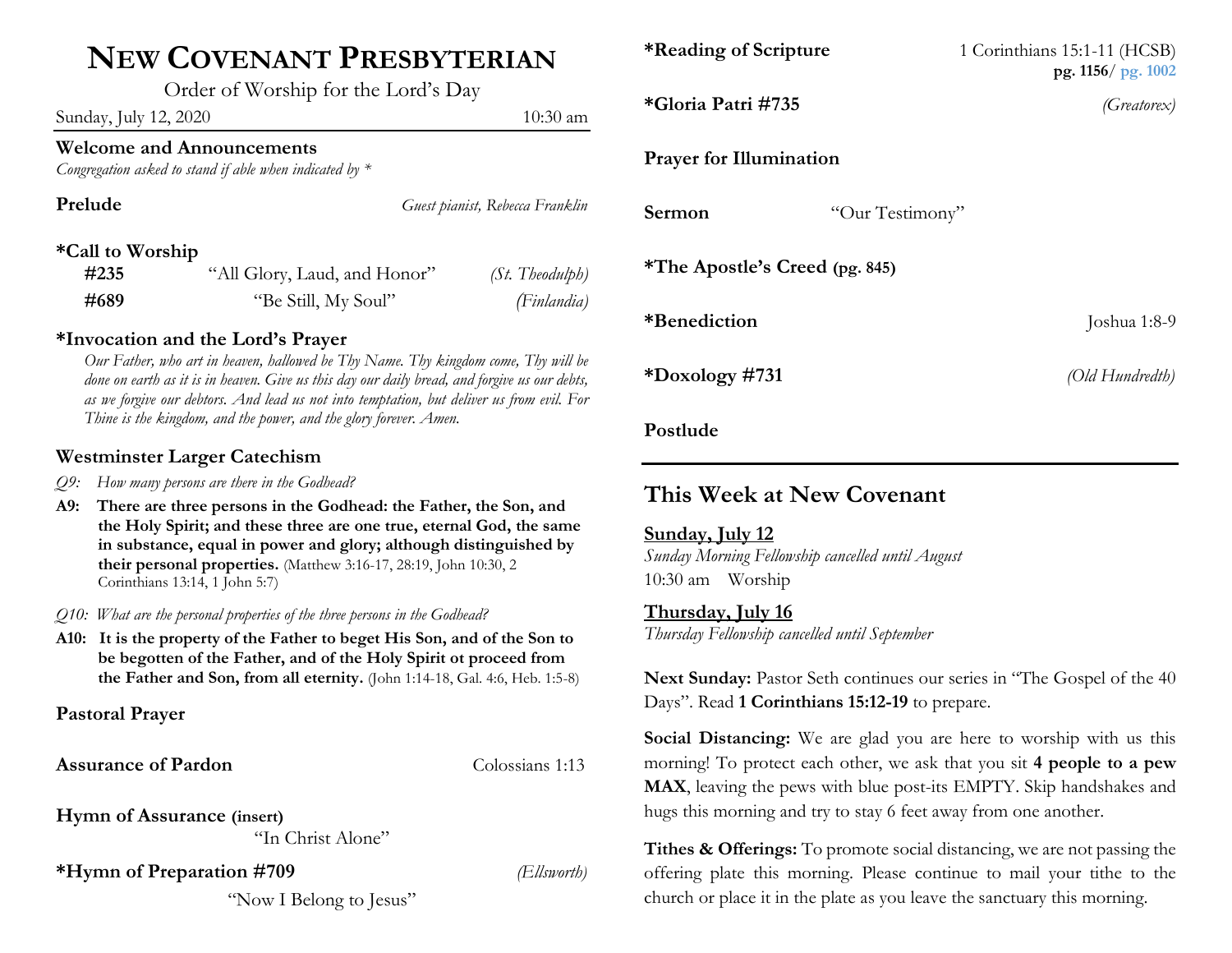# NEW COVENANT PRESBYTERIAN

Order of Worship for the Lord's Day

Sunday, July 12, 2020 10:30 am

**Welcome and Announcements**

*Congregation asked to stand if able when indicated by **

**Prelude** *Guest pianist, Rebecca Franklin*

**\*Call to Worship**

**#235** "All Glory, Laud, and Honor" *(St. Theodulph)*

**#689** "Be Still, My Soul" *(Finlandia)*

**\*Invocation and the Lord's Prayer**

*Our Father, who art in heaven, hallowed be Thy Name. Thy kingdom come, Thy will be done on earth as it is in heaven. Give us this day our daily bread, and forgive us our debts, as we forgive our debtors. And lead us not into temptation, but deliver us from evil. For Thine is the kingdom, and the power, and the glory forever. Amen.*

**Westminster Larger Catechism**

*Q9: How many persons are there in the Godhead?*

**A9: There are three persons in the Godhead: the Father, the Son, and the Holy Spirit; and these three are one true, eternal God, the same in substance, equal in power and glory; although distinguished by their personal properties.** (Matthew 3:16-17, 28:19, John 10:30, 2 Corinthians 13:14, 1 John 5:7)

*Q10: What are the personal properties of the three persons in the Godhead?*

**A10: It is the property of the Father to beget His Son, and of the Son to be begotten of the Father, and of the Holy Spirit ot proceed from the Father and Son, from all eternity.** (John 1:14-18, Gal. 4:6, Heb. 1:5-8)

**Pastoral Prayer**

**Assurance of Pardon** Colossians 1:13

**Hymn of Assurance (insert)**

"In Christ Alone"

**\*Hymn of Preparation #709** *(Ellsworth)*

"Now I Belong to Jesus"

**\*Reading of Scripture** 1 Corinthians 15:1-11 (HCSB) **pg. 1156**/ **pg. 1002**

**\*Gloria Patri #735** *(Greatorex)*

**Prayer for Illumination**

**Sermon** "Our Testimony"

**\*The Apostle's Creed (pg. 845)**

**\*Benediction** Joshua 1:8-9

**\*Doxology #731** *(Old Hundredth)*

**Postlude**

---

## This Week at New Covenant

**Sunday, July 12**

*Sunday Morning Fellowship cancelled until August*

10:30 am Worship

**Thursday, July 16**

*Thursday Fellowship cancelled until September*

**Next Sunday:** Pastor Seth continues our series in "The Gospel of the 40 Days". Read **1 Corinthians 15:12-19** to prepare.

**Social Distancing:** We are glad you are here to worship with us this morning! To protect each other, we ask that you sit **4 people to a pew MAX**, leaving the pews with blue post-its EMPTY. Skip handshakes and hugs this morning and try to stay 6 feet away from one another.

**Tithes & Offerings:** To promote social distancing, we are not passing the offering plate this morning. Please continue to mail your tithe to the church or place it in the plate as you leave the sanctuary this morning.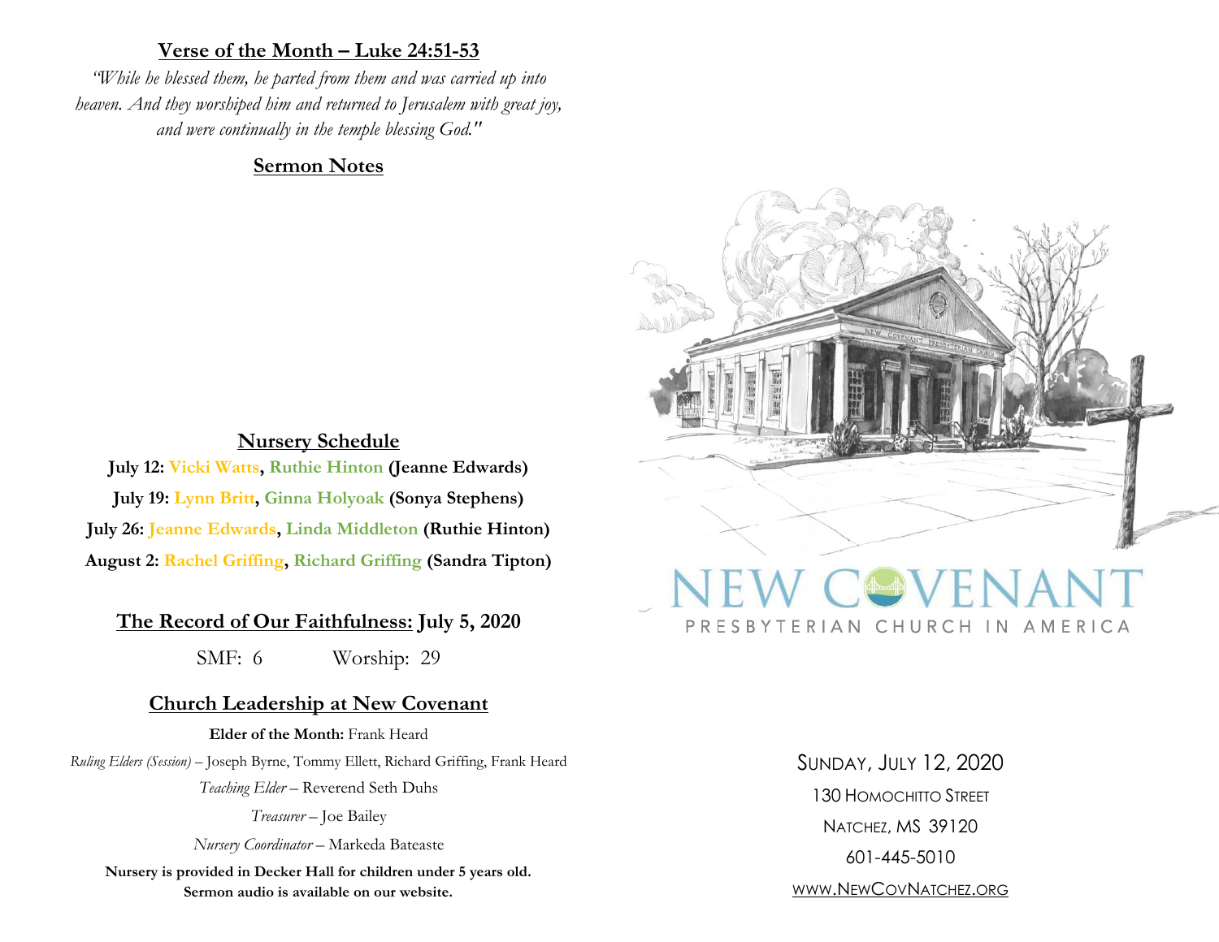## Verse of the Month – Luke 24:51-53

*"While he blessed them, he parted from them and was carried up into heaven. And they worshiped him and returned to Jerusalem with great joy, and were continually in the temple blessing God."*

## Sermon Notes

## Nursery Schedule

**July 12: Vicki Watts, Ruthie Hinton (Jeanne Edwards)**

**July 19: Lynn Britt, Ginna Holyoak (Sonya Stephens)**

**July 26: Jeanne Edwards, Linda Middleton (Ruthie Hinton)**

**August 2: Rachel Griffing, Richard Griffing (Sandra Tipton)**

## The Record of Our Faithfulness: July 5, 2020

SMF: 6 Worship: 29

## Church Leadership at New Covenant

**Elder of the Month:** Frank Heard

*Ruling Elders (Session)* – Joseph Byrne, Tommy Ellett, Richard Griffing, Frank Heard

*Teaching Elder* – Reverend Seth Duhs

*Treasurer* – Joe Bailey

*Nursery Coordinator* – Markeda Bateaste

**Nursery is provided in Decker Hall for children under 5 years old.**
**Sermon audio is available on our website.**

# NEW COVENANT

PRESBYTERIAN CHURCH IN AMERICA

SUNDAY, JULY 12, 2020

130 HOMOCHITTO STREET

NATCHEZ, MS 39120

601-445-5010

WWW.NEWCOVNATCHEZ.ORG